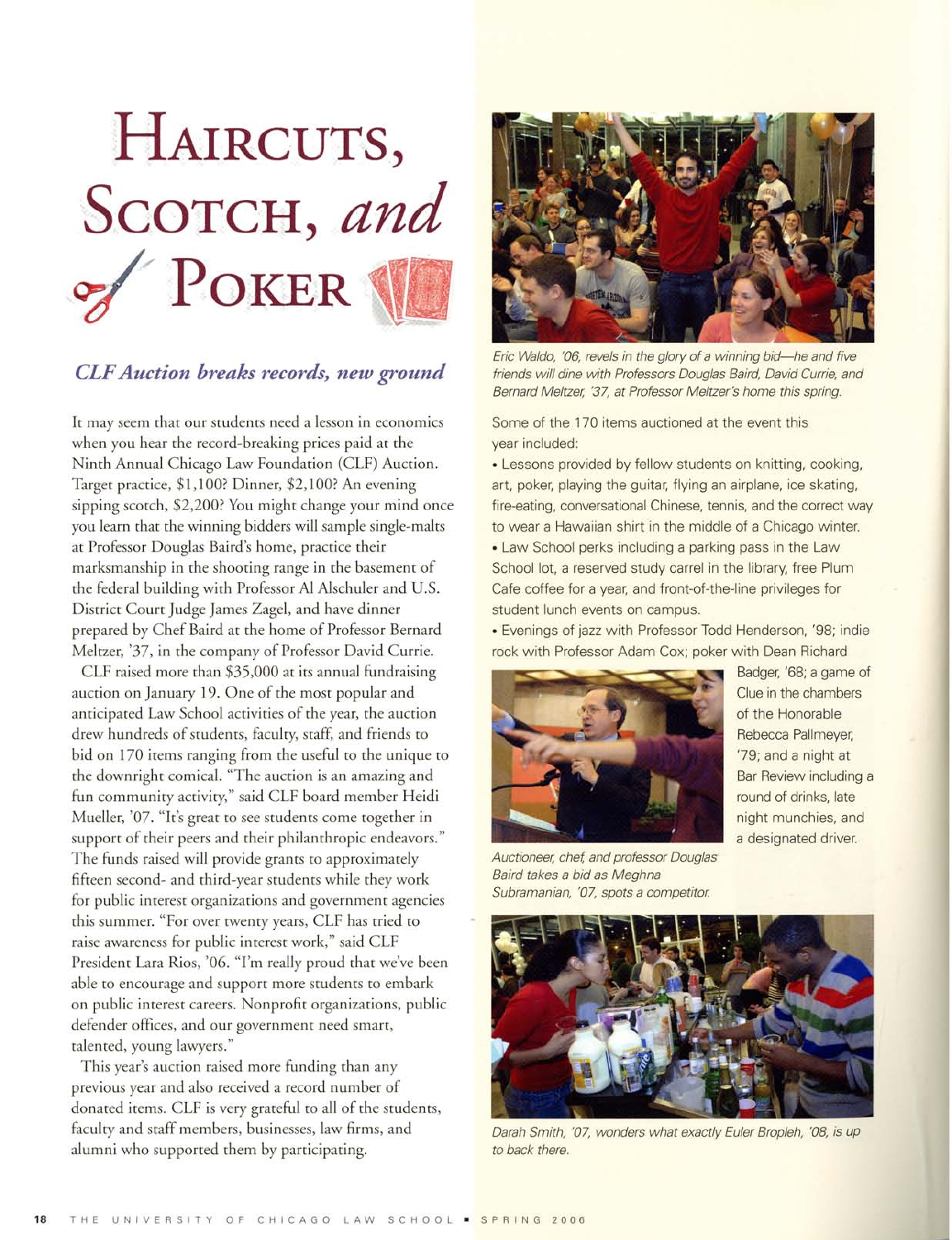# Haircuts, Scotch, *and* Poker

## *CLF Auction breaks records, new ground*

It may seem that our students need a lesson in economics when you hear the record-breaking prices paid at the Ninth Annual Chicago Law Foundation (CLF) Auction. Target practice, $1,100? Dinner, $2,100? An evening sipping scotch, $2,200? You might change your mind once you learn that the winning bidders will sample single-malts at Professor Douglas Baird's home, practice their marksmanship in the shooting range in the basement of the federal building with Professor Al Alschuler and U.S. District Court Judge James Zagel, and have dinner prepared by Chef Baird at the home of Professor Bernard Meltzer, '37, in the company of Professor David Currie.

CLF raised more than $35,000 at its annual fundraising auction on January 19. One of the most popular and anticipated Law School activities of the year, the auction drew hundreds of students, faculty, staff, and friends to bid on 170 items ranging from the useful to the unique to the downright comical. "The auction is an amazing and fun community activity," said CLF board member Heidi Mueller, '07. "It's great to see students come together in support of their peers and their philanthropic endeavors." The funds raised will provide grants to approximately fifteen second- and third-year students while they work for public interest organizations and government agencies this summer. "For over twenty years, CLF has tried to raise awareness for public interest work," said CLF President Lara Rios, '06. "I'm really proud that we've been able to encourage and support more students to embark on public interest careers. Nonprofit organizations, public defender offices, and our government need smart, talented, young lawyers."

This year's auction raised more funding than any previous year and also received a record number of donated items. CLF is very grateful to all of the students, faculty and staff members, businesses, law firms, and alumni who supported them by participating.

*Eric Waldo, '06, revels in the glory of a winning bid—he and five friends will dine with Professors Douglas Baird, David Currie, and Bernard Meltzer, '37, at Professor Meltzer's home this spring.*

Some of the 170 items auctioned at the event this year included:

- Lessons provided by fellow students on knitting, cooking, art, poker, playing the guitar, flying an airplane, ice skating, fire-eating, conversational Chinese, tennis, and the correct way to wear a Hawaiian shirt in the middle of a Chicago winter.
- Law School perks including a parking pass in the Law School lot, a reserved study carrel in the library, free Plum Cafe coffee for a year, and front-of-the-line privileges for student lunch events on campus.
- Evenings of jazz with Professor Todd Henderson, '98; indie rock with Professor Adam Cox; poker with Dean Richard Badger, '68; a game of Clue in the chambers of the Honorable Rebecca Pallmeyer, '79; and a night at Bar Review including a round of drinks, late night munchies, and a designated driver.

*Auctioneer, chef, and professor Douglas Baird takes a bid as Meghna Subramanian, '07, spots a competitor.*

*Darah Smith, '07, wonders what exactly Euler Bropleh, '08, is up to back there.*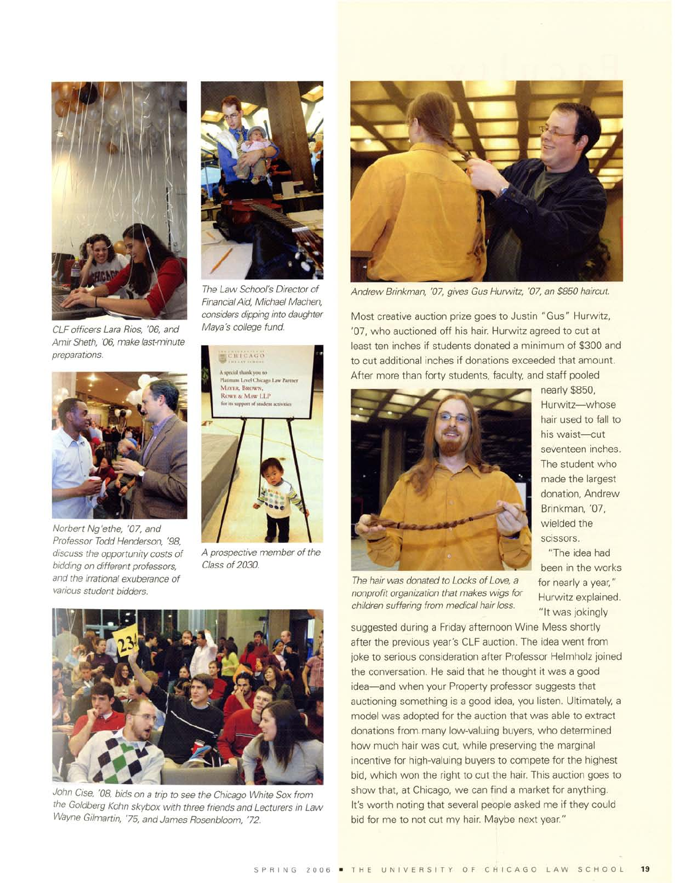CLF officers Lara Rios, '06, and Amir Sheth, '06, make last-minute preparations.

The Law School's Director of Financial Aid, Michael Machen, considers dipping into daughter Maya's college fund.

Norbert Ng'ethe, '07, and Professor Todd Henderson, '98, discuss the opportunity costs of bidding on different professors, and the irrational exuberance of various student bidders.

A prospective member of the Class of 2030.

John Cise, '08, bids on a trip to see the Chicago White Sox from the Goldberg Kohn skybox with three friends and Lecturers in Law Wayne Gilmartin, '75, and James Rosenbloom, '72.

Andrew Brinkman, '07, gives Gus Hurwitz, '07, an $850 haircut.

Most creative auction prize goes to Justin "Gus" Hurwitz, '07, who auctioned off his hair. Hurwitz agreed to cut at least ten inches if students donated a minimum of $300 and to cut additional inches if donations exceeded that amount. After more than forty students, faculty, and staff pooled nearly $850, Hurwitz—whose hair used to fall to his waist—cut seventeen inches. The student who made the largest donation, Andrew Brinkman, '07, wielded the scissors.

The hair was donated to Locks of Love, a nonprofit organization that makes wigs for children suffering from medical hair loss.

"The idea had been in the works for nearly a year," Hurwitz explained. "It was jokingly suggested during a Friday afternoon Wine Mess shortly after the previous year's CLF auction. The idea went from joke to serious consideration after Professor Helmholz joined the conversation. He said that he thought it was a good idea—and when your Property professor suggests that auctioning something is a good idea, you listen. Ultimately, a model was adopted for the auction that was able to extract donations from many low-valuing buyers, who determined how much hair was cut, while preserving the marginal incentive for high-valuing buyers to compete for the highest bid, which won the right to cut the hair. This auction goes to show that, at Chicago, we can find a market for anything. It's worth noting that several people asked me if they could bid for me to not cut my hair. Maybe next year."